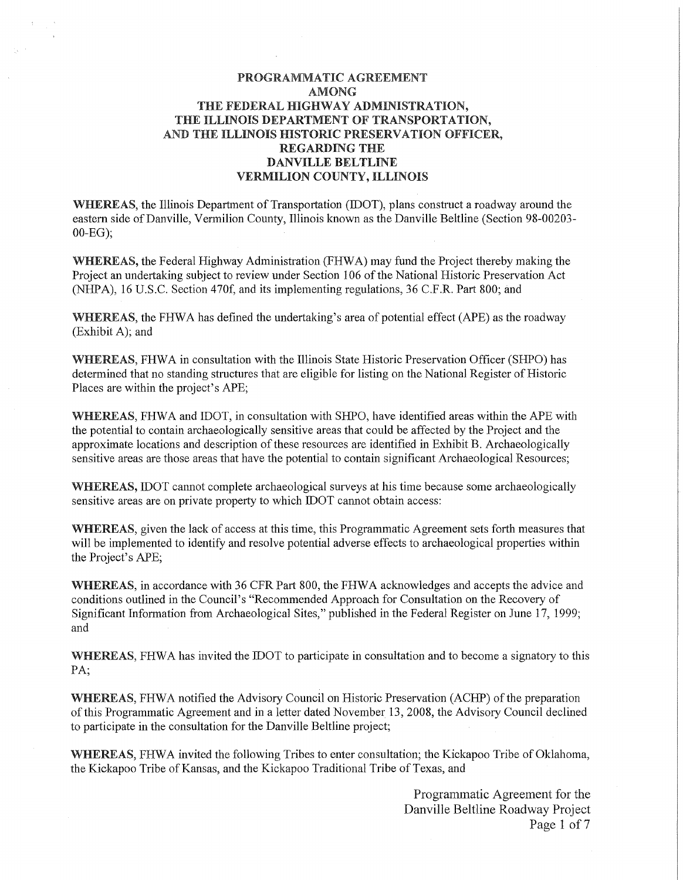# PROGRAMMATIC AGREEMENT AMONG THE FEDERAL HIGHWAY ADMINISTRATION, THE ILLINOIS DEPARTMENT OF TRANSPORTATION, AND THE ILLINOIS HISTORIC PRESERVATION OFFICER, REGARDING THE DANVILLE BELTLINE VERMILION COUNTY, ILLINOIS

**WHEREAS**, the Illinois Department of Transportation (IDOT), plans construct a roadway around the eastern side of Danville, Vermilion County, Illinois known as the Danville Beltline (Section 98-00203-00-EG);

**WHEREAS,** the Federal Highway Administration (FHWA) may fund the Project thereby making the Project an undertaking subject to review under Section 106 of the National Historic Preservation Act (NHPA), 16 U.S.C. Section 470f, and its implementing regulations, 36 C.F.R. Part 800; and

**WHEREAS**, the FHWA has defined the undertaking's area of potential effect (APE) as the roadway (Exhibit A); and

**WHEREAS**, FHWA in consultation with the Illinois State Historic Preservation Officer (SHPO) has determined that no standing structures that are eligible for listing on the National Register of Historic Places are within the project's APE;

**WHEREAS**, FHWA and IDOT, in consultation with SHPO, have identified areas within the APE with the potential to contain archaeologically sensitive areas that could be affected by the Project and the approximate locations and description of these resources are identified in Exhibit B. Archaeologically sensitive areas are those areas that have the potential to contain significant Archaeological Resources;

**WHEREAS,** IDOT cannot complete archaeological surveys at his time because some archaeologically sensitive areas are on private property to which IDOT cannot obtain access:

**WHEREAS,** given the lack of access at this time, this Programmatic Agreement sets forth measures that will be implemented to identify and resolve potential adverse effects to archaeological properties within the Project's APE;

**WHEREAS**, in accordance with 36 CFR Part 800, the FHWA acknowledges and accepts the advice and conditions outlined in the Council's "Recommended Approach for Consultation on the Recovery of Significant Information from Archaeological Sites," published in the Federal Register on June 17, 1999; and

**WHEREAS**, FHWA has invited the IDOT to participate in consultation and to become a signatory to this PA;

**WHEREAS**, FHWA notified the Advisory Council on Historic Preservation (ACHP) of the preparation of this Programmatic Agreement and in a letter dated November 13, 2008, the Advisory Council declined to participate in the consultation for the Danville Beltline project;

**WHEREAS**, FHWA invited the following Tribes to enter consultation; the Kickapoo Tribe of Oklahoma, the Kickapoo Tribe of Kansas, and the Kickapoo Traditional Tribe of Texas, and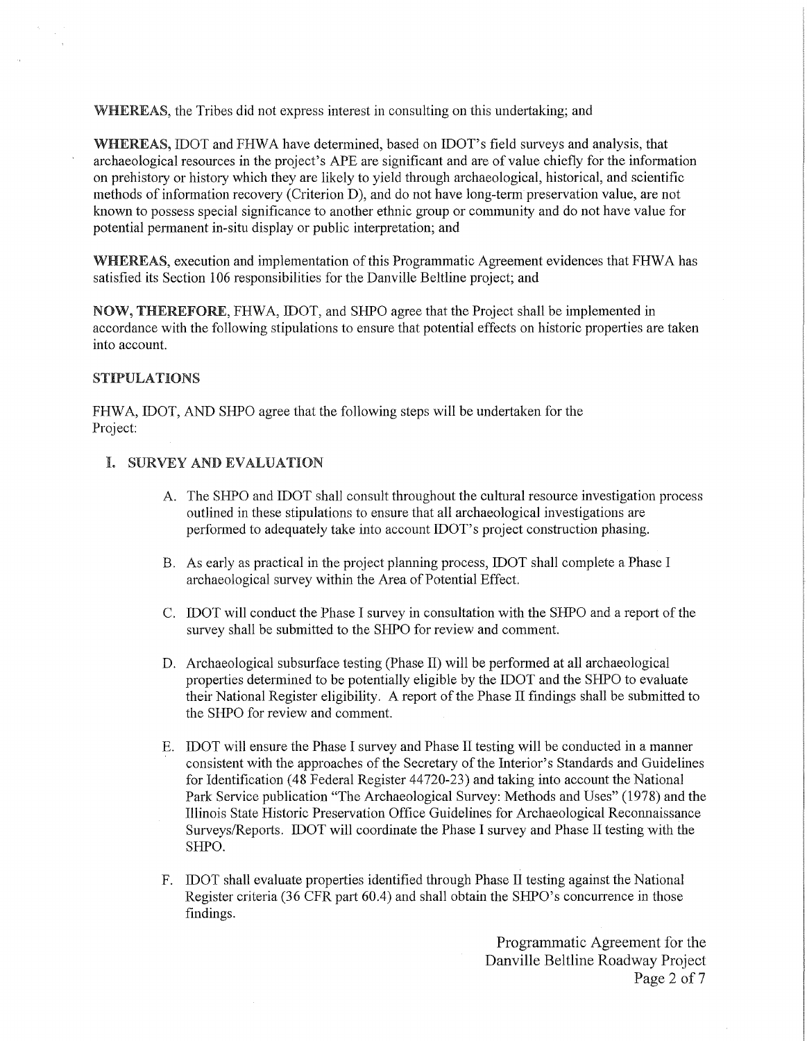**WHEREAS**, the Tribes did not express interest in consulting on this undertaking; and

**WHEREAS,** IDOT and FHWA have determined, based on IDOT's field surveys and analysis, that archaeological resources in the project's APE are significant and are of value chiefly for the information on prehistory or history which they are likely to yield through archaeological, historical, and scientific methods of information recovery (Criterion D), and do not have long-term preservation value, are not known to possess special significance to another ethnic group or community and do not have value for potential permanent in-situ display or public interpretation; and

**WHEREAS,** execution and implementation of this Programmatic Agreement evidences that FHWA has satisfied its Section 106 responsibilities for the Danville Beltline project; and

**NOW, THEREFORE,** FHWA, IDOT, and SHPO agree that the Project shall be implemented in accordance with the following stipulations to ensure that potential effects on historic properties are taken into account.

## STIPULATIONS

FHWA, IDOT, AND SHPO agree that the following steps will be undertaken for the Project:

### I. SURVEY AND EVALUATION

A. The SHPO and IDOT shall consult throughout the cultural resource investigation process outlined in these stipulations to ensure that all archaeological investigations are performed to adequately take into account IDOT's project construction phasing.

B. As early as practical in the project planning process, IDOT shall complete a Phase I archaeological survey within the Area of Potential Effect.

C. IDOT will conduct the Phase I survey in consultation with the SHPO and a report of the survey shall be submitted to the SHPO for review and comment.

D. Archaeological subsurface testing (Phase II) will be performed at all archaeological properties determined to be potentially eligible by the IDOT and the SHPO to evaluate their National Register eligibility. A report of the Phase II findings shall be submitted to the SHPO for review and comment.

E. IDOT will ensure the Phase I survey and Phase II testing will be conducted in a manner consistent with the approaches of the Secretary of the Interior's Standards and Guidelines for Identification (48 Federal Register 44720-23) and taking into account the National Park Service publication "The Archaeological Survey: Methods and Uses" (1978) and the Illinois State Historic Preservation Office Guidelines for Archaeological Reconnaissance Surveys/Reports. IDOT will coordinate the Phase I survey and Phase II testing with the SHPO.

F. IDOT shall evaluate properties identified through Phase II testing against the National Register criteria (36 CFR part 60.4) and shall obtain the SHPO's concurrence in those findings.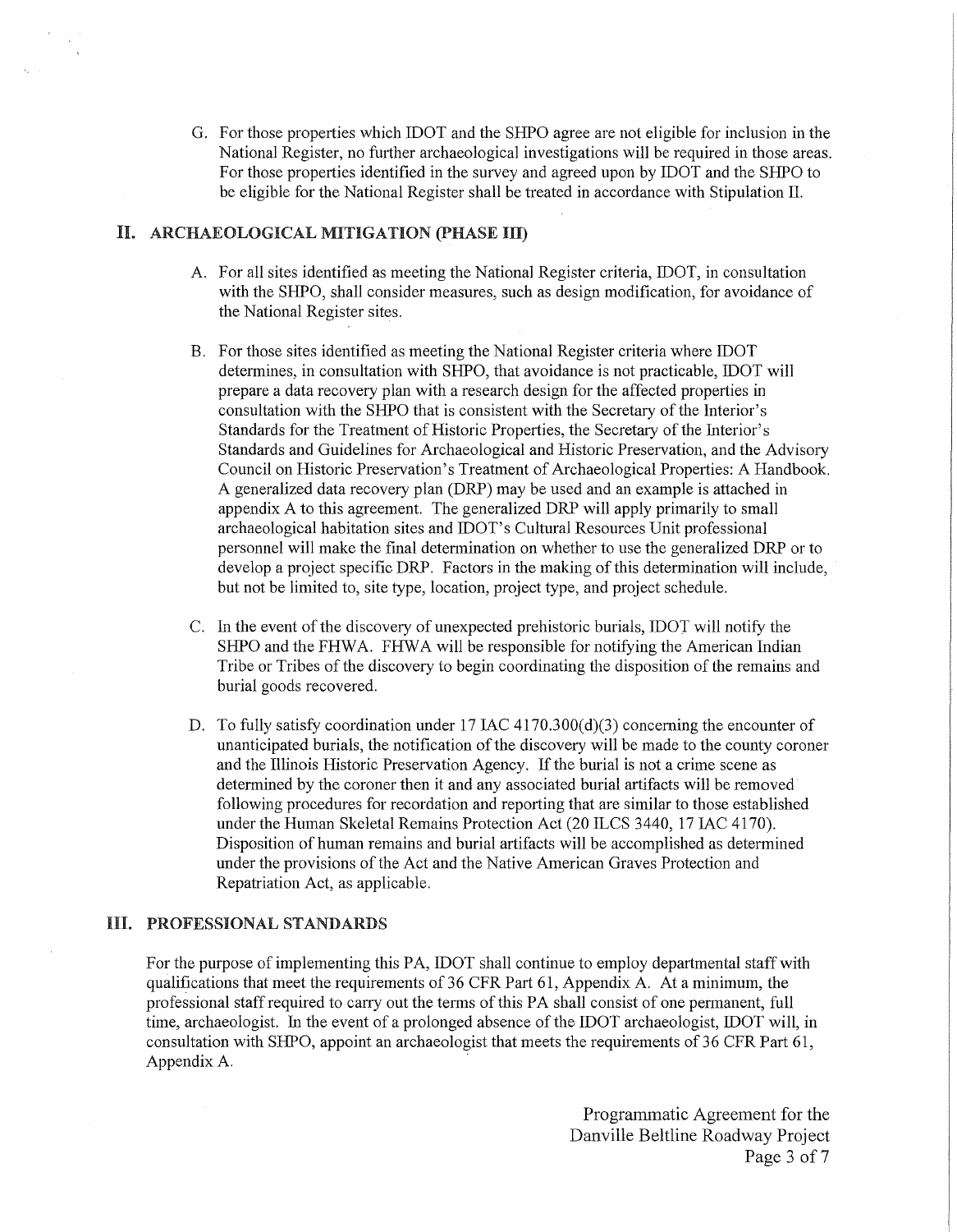G. For those properties which IDOT and the SHPO agree are not eligible for inclusion in the National Register, no further archaeological investigations will be required in those areas. For those properties identified in the survey and agreed upon by IDOT and the SHPO to be eligible for the National Register shall be treated in accordance with Stipulation II.

## II. ARCHAEOLOGICAL MITIGATION (PHASE III)

A. For all sites identified as meeting the National Register criteria, IDOT, in consultation with the SHPO, shall consider measures, such as design modification, for avoidance of the National Register sites.

B. For those sites identified as meeting the National Register criteria where IDOT determines, in consultation with SHPO, that avoidance is not practicable, IDOT will prepare a data recovery plan with a research design for the affected properties in consultation with the SHPO that is consistent with the Secretary of the Interior's Standards for the Treatment of Historic Properties, the Secretary of the Interior's Standards and Guidelines for Archaeological and Historic Preservation, and the Advisory Council on Historic Preservation's Treatment of Archaeological Properties: A Handbook. A generalized data recovery plan (DRP) may be used and an example is attached in appendix A to this agreement. The generalized DRP will apply primarily to small archaeological habitation sites and IDOT's Cultural Resources Unit professional personnel will make the final determination on whether to use the generalized DRP or to develop a project specific DRP. Factors in the making of this determination will include, but not be limited to, site type, location, project type, and project schedule.

C. In the event of the discovery of unexpected prehistoric burials, IDOT will notify the SHPO and the FHWA. FHWA will be responsible for notifying the American Indian Tribe or Tribes of the discovery to begin coordinating the disposition of the remains and burial goods recovered.

D. To fully satisfy coordination under 17 IAC 4170.300(d)(3) concerning the encounter of unanticipated burials, the notification of the discovery will be made to the county coroner and the Illinois Historic Preservation Agency. If the burial is not a crime scene as determined by the coroner then it and any associated burial artifacts will be removed following procedures for recordation and reporting that are similar to those established under the Human Skeletal Remains Protection Act (20 ILCS 3440, 17 IAC 4170). Disposition of human remains and burial artifacts will be accomplished as determined under the provisions of the Act and the Native American Graves Protection and Repatriation Act, as applicable.

## III. PROFESSIONAL STANDARDS

For the purpose of implementing this PA, IDOT shall continue to employ departmental staff with qualifications that meet the requirements of 36 CFR Part 61, Appendix A. At a minimum, the professional staff required to carry out the terms of this PA shall consist of one permanent, full time, archaeologist. In the event of a prolonged absence of the IDOT archaeologist, IDOT will, in consultation with SHPO, appoint an archaeologist that meets the requirements of 36 CFR Part 61, Appendix A.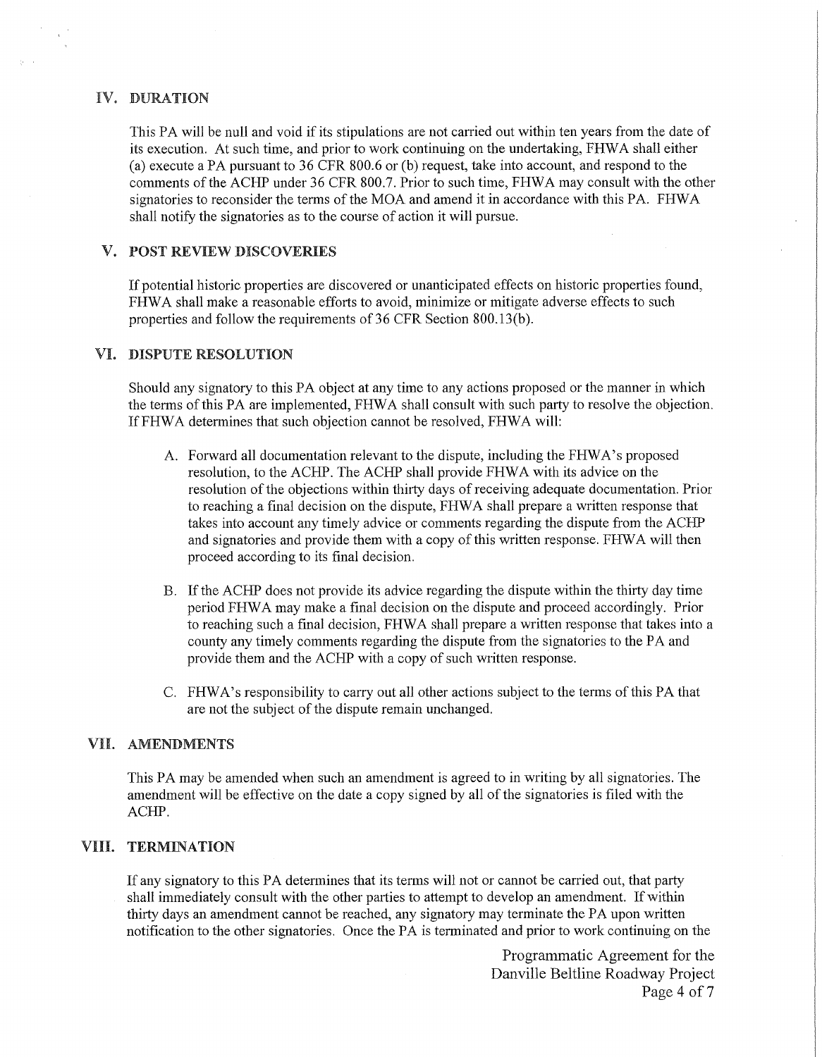## IV. DURATION

This PA will be null and void if its stipulations are not carried out within ten years from the date of its execution. At such time, and prior to work continuing on the undertaking, FHWA shall either (a) execute a PA pursuant to 36 CFR 800.6 or (b) request, take into account, and respond to the comments of the ACHP under 36 CFR 800.7. Prior to such time, FHWA may consult with the other signatories to reconsider the terms of the MOA and amend it in accordance with this PA. FHWA shall notify the signatories as to the course of action it will pursue.

## V. POST REVIEW DISCOVERIES

If potential historic properties are discovered or unanticipated effects on historic properties found, FHWA shall make a reasonable efforts to avoid, minimize or mitigate adverse effects to such properties and follow the requirements of 36 CFR Section 800.13(b).

## VI. DISPUTE RESOLUTION

Should any signatory to this PA object at any time to any actions proposed or the manner in which the terms of this PA are implemented, FHWA shall consult with such party to resolve the objection. If FHWA determines that such objection cannot be resolved, FHWA will:

A. Forward all documentation relevant to the dispute, including the FHWA's proposed resolution, to the ACHP. The ACHP shall provide FHWA with its advice on the resolution of the objections within thirty days of receiving adequate documentation. Prior to reaching a final decision on the dispute, FHWA shall prepare a written response that takes into account any timely advice or comments regarding the dispute from the ACHP and signatories and provide them with a copy of this written response. FHWA will then proceed according to its final decision.

B. If the ACHP does not provide its advice regarding the dispute within the thirty day time period FHWA may make a final decision on the dispute and proceed accordingly. Prior to reaching such a final decision, FHWA shall prepare a written response that takes into a county any timely comments regarding the dispute from the signatories to the PA and provide them and the ACHP with a copy of such written response.

C. FHWA's responsibility to carry out all other actions subject to the terms of this PA that are not the subject of the dispute remain unchanged.

## VII. AMENDMENTS

This PA may be amended when such an amendment is agreed to in writing by all signatories. The amendment will be effective on the date a copy signed by all of the signatories is filed with the ACHP.

## VIII. TERMINATION

If any signatory to this PA determines that its terms will not or cannot be carried out, that party shall immediately consult with the other parties to attempt to develop an amendment. If within thirty days an amendment cannot be reached, any signatory may terminate the PA upon written notification to the other signatories. Once the PA is terminated and prior to work continuing on the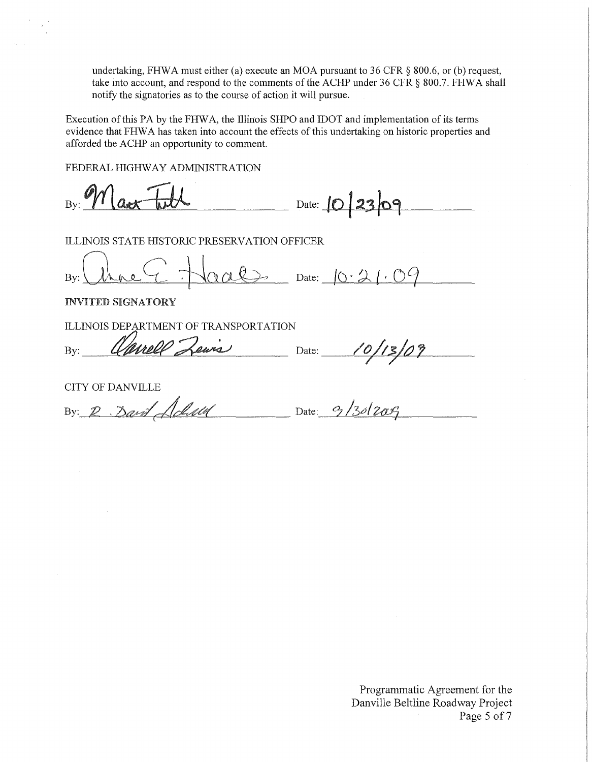undertaking, FHWA must either (a) execute an MOA pursuant to 36 CFR § 800.6, or (b) request, take into account, and respond to the comments of the ACHP under 36 CFR § 800.7. FHWA shall notify the signatories as to the course of action it will pursue.

Execution of this PA by the FHWA, the Illinois SHPO and IDOT and implementation of its terms evidence that FHWA has taken into account the effects of this undertaking on historic properties and afforded the ACHP an opportunity to comment.

FEDERAL HIGHWAY ADMINISTRATION

By: *Matt Fuller* Date: 10/23/09

ILLINOIS STATE HISTORIC PRESERVATION OFFICER

By: *Anne E. Haaker* Date: 10.21.09

**INVITED SIGNATORY**

ILLINOIS DEPARTMENT OF TRANSPORTATION

By: *Darrell Lewis* Date: 10/13/09

CITY OF DANVILLE

By: *R. David Adams* Date: 9/30/2009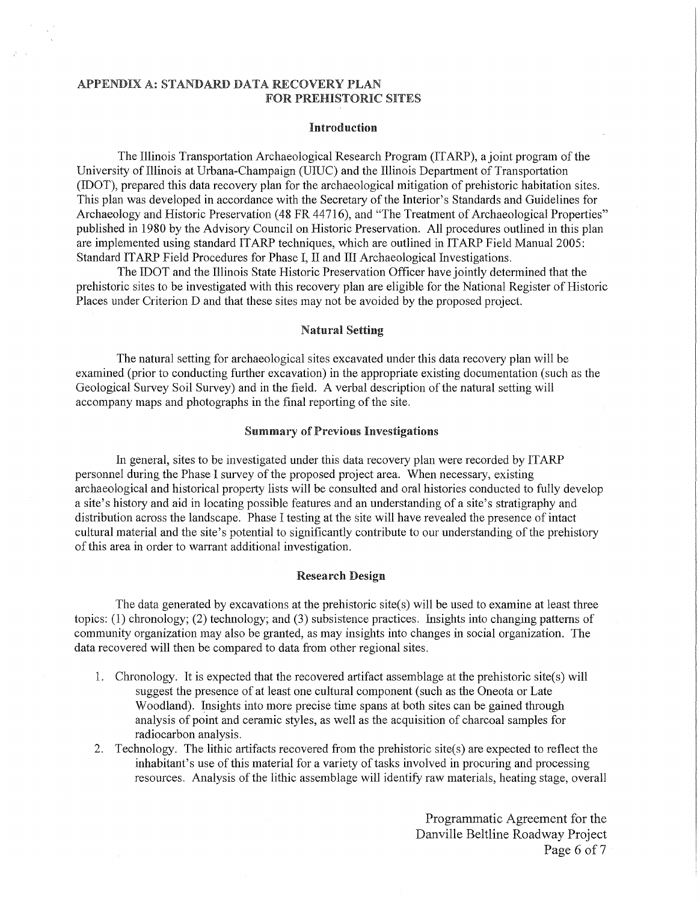## APPENDIX A: STANDARD DATA RECOVERY PLAN FOR PREHISTORIC SITES

### Introduction

The Illinois Transportation Archaeological Research Program (ITARP), a joint program of the University of Illinois at Urbana-Champaign (UIUC) and the Illinois Department of Transportation (IDOT), prepared this data recovery plan for the archaeological mitigation of prehistoric habitation sites. This plan was developed in accordance with the Secretary of the Interior's Standards and Guidelines for Archaeology and Historic Preservation (48 FR 44716), and "The Treatment of Archaeological Properties" published in 1980 by the Advisory Council on Historic Preservation. All procedures outlined in this plan are implemented using standard ITARP techniques, which are outlined in ITARP Field Manual 2005: Standard ITARP Field Procedures for Phase I, II and III Archaeological Investigations.

The IDOT and the Illinois State Historic Preservation Officer have jointly determined that the prehistoric sites to be investigated with this recovery plan are eligible for the National Register of Historic Places under Criterion D and that these sites may not be avoided by the proposed project.

### Natural Setting

The natural setting for archaeological sites excavated under this data recovery plan will be examined (prior to conducting further excavation) in the appropriate existing documentation (such as the Geological Survey Soil Survey) and in the field. A verbal description of the natural setting will accompany maps and photographs in the final reporting of the site.

### Summary of Previous Investigations

In general, sites to be investigated under this data recovery plan were recorded by ITARP personnel during the Phase I survey of the proposed project area. When necessary, existing archaeological and historical property lists will be consulted and oral histories conducted to fully develop a site's history and aid in locating possible features and an understanding of a site's stratigraphy and distribution across the landscape. Phase I testing at the site will have revealed the presence of intact cultural material and the site's potential to significantly contribute to our understanding of the prehistory of this area in order to warrant additional investigation.

### Research Design

The data generated by excavations at the prehistoric site(s) will be used to examine at least three topics: (1) chronology; (2) technology; and (3) subsistence practices. Insights into changing patterns of community organization may also be granted, as may insights into changes in social organization. The data recovered will then be compared to data from other regional sites.

1. Chronology. It is expected that the recovered artifact assemblage at the prehistoric site(s) will suggest the presence of at least one cultural component (such as the Oneota or Late Woodland). Insights into more precise time spans at both sites can be gained through analysis of point and ceramic styles, as well as the acquisition of charcoal samples for radiocarbon analysis.
2. Technology. The lithic artifacts recovered from the prehistoric site(s) are expected to reflect the inhabitant's use of this material for a variety of tasks involved in procuring and processing resources. Analysis of the lithic assemblage will identify raw materials, heating stage, overall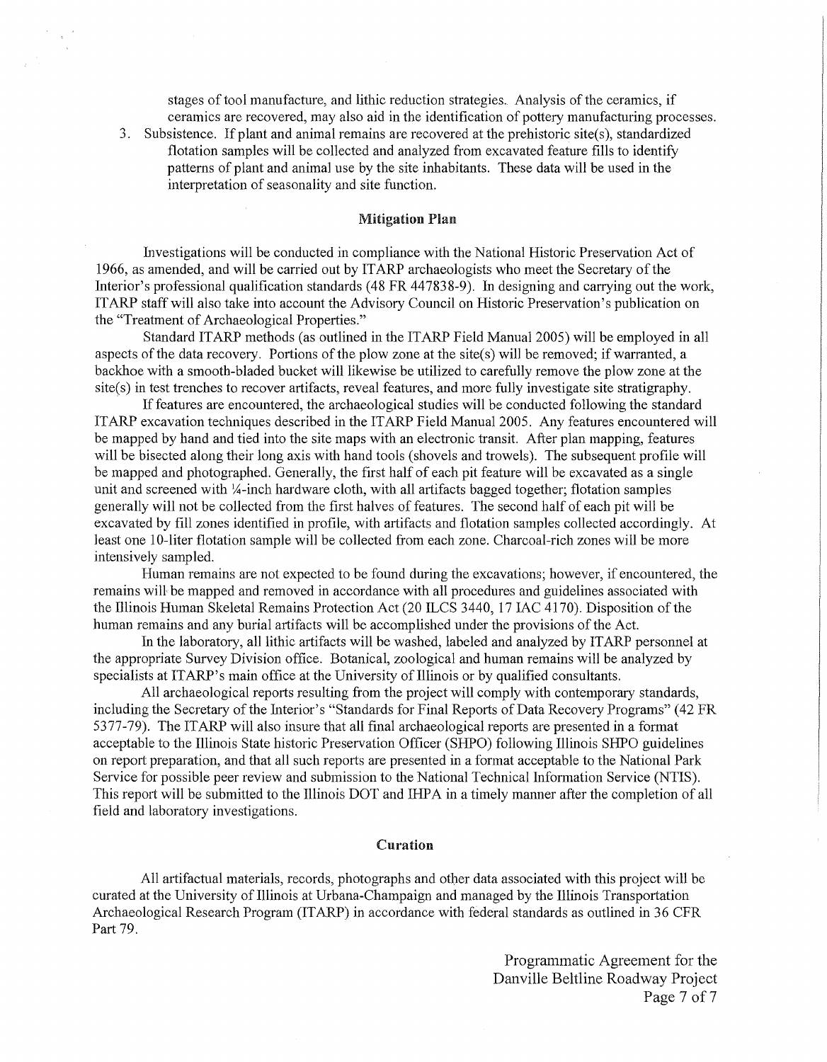stages of tool manufacture, and lithic reduction strategies. Analysis of the ceramics, if ceramics are recovered, may also aid in the identification of pottery manufacturing processes.

3. Subsistence. If plant and animal remains are recovered at the prehistoric site(s), standardized flotation samples will be collected and analyzed from excavated feature fills to identify patterns of plant and animal use by the site inhabitants. These data will be used in the interpretation of seasonality and site function.

## Mitigation Plan

Investigations will be conducted in compliance with the National Historic Preservation Act of 1966, as amended, and will be carried out by ITARP archaeologists who meet the Secretary of the Interior's professional qualification standards (48 FR 447838-9). In designing and carrying out the work, ITARP staff will also take into account the Advisory Council on Historic Preservation's publication on the "Treatment of Archaeological Properties."

Standard ITARP methods (as outlined in the ITARP Field Manual 2005) will be employed in all aspects of the data recovery. Portions of the plow zone at the site(s) will be removed; if warranted, a backhoe with a smooth-bladed bucket will likewise be utilized to carefully remove the plow zone at the site(s) in test trenches to recover artifacts, reveal features, and more fully investigate site stratigraphy.

If features are encountered, the archaeological studies will be conducted following the standard ITARP excavation techniques described in the ITARP Field Manual 2005. Any features encountered will be mapped by hand and tied into the site maps with an electronic transit. After plan mapping, features will be bisected along their long axis with hand tools (shovels and trowels). The subsequent profile will be mapped and photographed. Generally, the first half of each pit feature will be excavated as a single unit and screened with ¼-inch hardware cloth, with all artifacts bagged together; flotation samples generally will not be collected from the first halves of features. The second half of each pit will be excavated by fill zones identified in profile, with artifacts and flotation samples collected accordingly. At least one 10-liter flotation sample will be collected from each zone. Charcoal-rich zones will be more intensively sampled.

Human remains are not expected to be found during the excavations; however, if encountered, the remains will be mapped and removed in accordance with all procedures and guidelines associated with the Illinois Human Skeletal Remains Protection Act (20 ILCS 3440, 17 IAC 4170). Disposition of the human remains and any burial artifacts will be accomplished under the provisions of the Act.

In the laboratory, all lithic artifacts will be washed, labeled and analyzed by ITARP personnel at the appropriate Survey Division office. Botanical, zoological and human remains will be analyzed by specialists at ITARP's main office at the University of Illinois or by qualified consultants.

All archaeological reports resulting from the project will comply with contemporary standards, including the Secretary of the Interior's "Standards for Final Reports of Data Recovery Programs" (42 FR 5377-79). The ITARP will also insure that all final archaeological reports are presented in a format acceptable to the Illinois State historic Preservation Officer (SHPO) following Illinois SHPO guidelines on report preparation, and that all such reports are presented in a format acceptable to the National Park Service for possible peer review and submission to the National Technical Information Service (NTIS). This report will be submitted to the Illinois DOT and IHPA in a timely manner after the completion of all field and laboratory investigations.

## Curation

All artifactual materials, records, photographs and other data associated with this project will be curated at the University of Illinois at Urbana-Champaign and managed by the Illinois Transportation Archaeological Research Program (ITARP) in accordance with federal standards as outlined in 36 CFR Part 79.